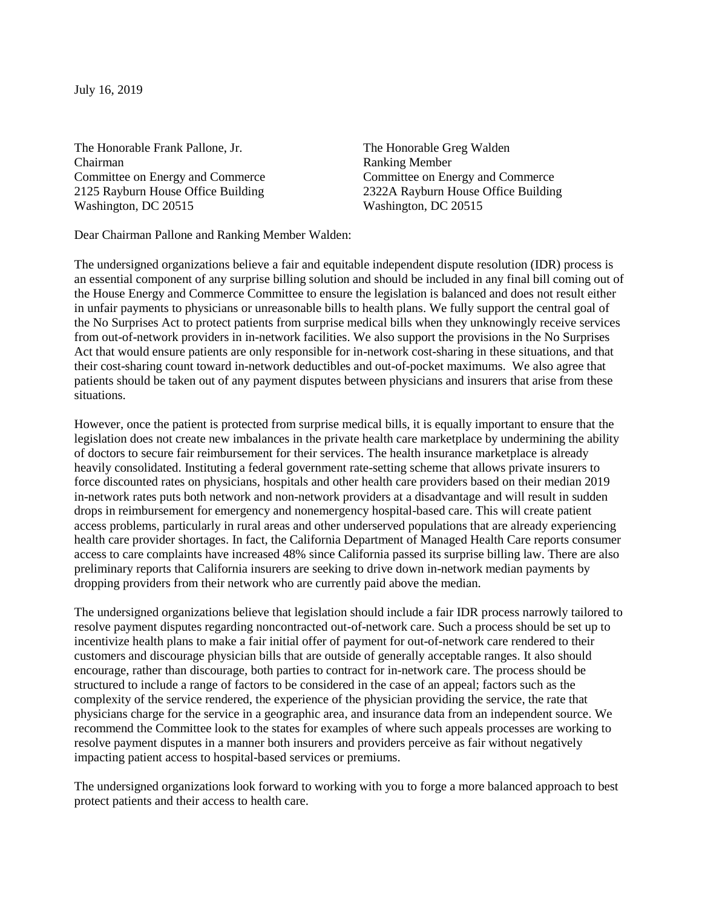July 16, 2019

The Honorable Frank Pallone, Jr.
Chairman
Committee on Energy and Commerce
2125 Rayburn House Office Building
Washington, DC 20515

The Honorable Greg Walden
Ranking Member
Committee on Energy and Commerce
2322A Rayburn House Office Building
Washington, DC 20515

Dear Chairman Pallone and Ranking Member Walden:

The undersigned organizations believe a fair and equitable independent dispute resolution (IDR) process is an essential component of any surprise billing solution and should be included in any final bill coming out of the House Energy and Commerce Committee to ensure the legislation is balanced and does not result either in unfair payments to physicians or unreasonable bills to health plans. We fully support the central goal of the No Surprises Act to protect patients from surprise medical bills when they unknowingly receive services from out-of-network providers in in-network facilities. We also support the provisions in the No Surprises Act that would ensure patients are only responsible for in-network cost-sharing in these situations, and that their cost-sharing count toward in-network deductibles and out-of-pocket maximums. We also agree that patients should be taken out of any payment disputes between physicians and insurers that arise from these situations.

However, once the patient is protected from surprise medical bills, it is equally important to ensure that the legislation does not create new imbalances in the private health care marketplace by undermining the ability of doctors to secure fair reimbursement for their services. The health insurance marketplace is already heavily consolidated. Instituting a federal government rate-setting scheme that allows private insurers to force discounted rates on physicians, hospitals and other health care providers based on their median 2019 in-network rates puts both network and non-network providers at a disadvantage and will result in sudden drops in reimbursement for emergency and nonemergency hospital-based care. This will create patient access problems, particularly in rural areas and other underserved populations that are already experiencing health care provider shortages. In fact, the California Department of Managed Health Care reports consumer access to care complaints have increased 48% since California passed its surprise billing law. There are also preliminary reports that California insurers are seeking to drive down in-network median payments by dropping providers from their network who are currently paid above the median.

The undersigned organizations believe that legislation should include a fair IDR process narrowly tailored to resolve payment disputes regarding noncontracted out-of-network care. Such a process should be set up to incentivize health plans to make a fair initial offer of payment for out-of-network care rendered to their customers and discourage physician bills that are outside of generally acceptable ranges. It also should encourage, rather than discourage, both parties to contract for in-network care. The process should be structured to include a range of factors to be considered in the case of an appeal; factors such as the complexity of the service rendered, the experience of the physician providing the service, the rate that physicians charge for the service in a geographic area, and insurance data from an independent source. We recommend the Committee look to the states for examples of where such appeals processes are working to resolve payment disputes in a manner both insurers and providers perceive as fair without negatively impacting patient access to hospital-based services or premiums.

The undersigned organizations look forward to working with you to forge a more balanced approach to best protect patients and their access to health care.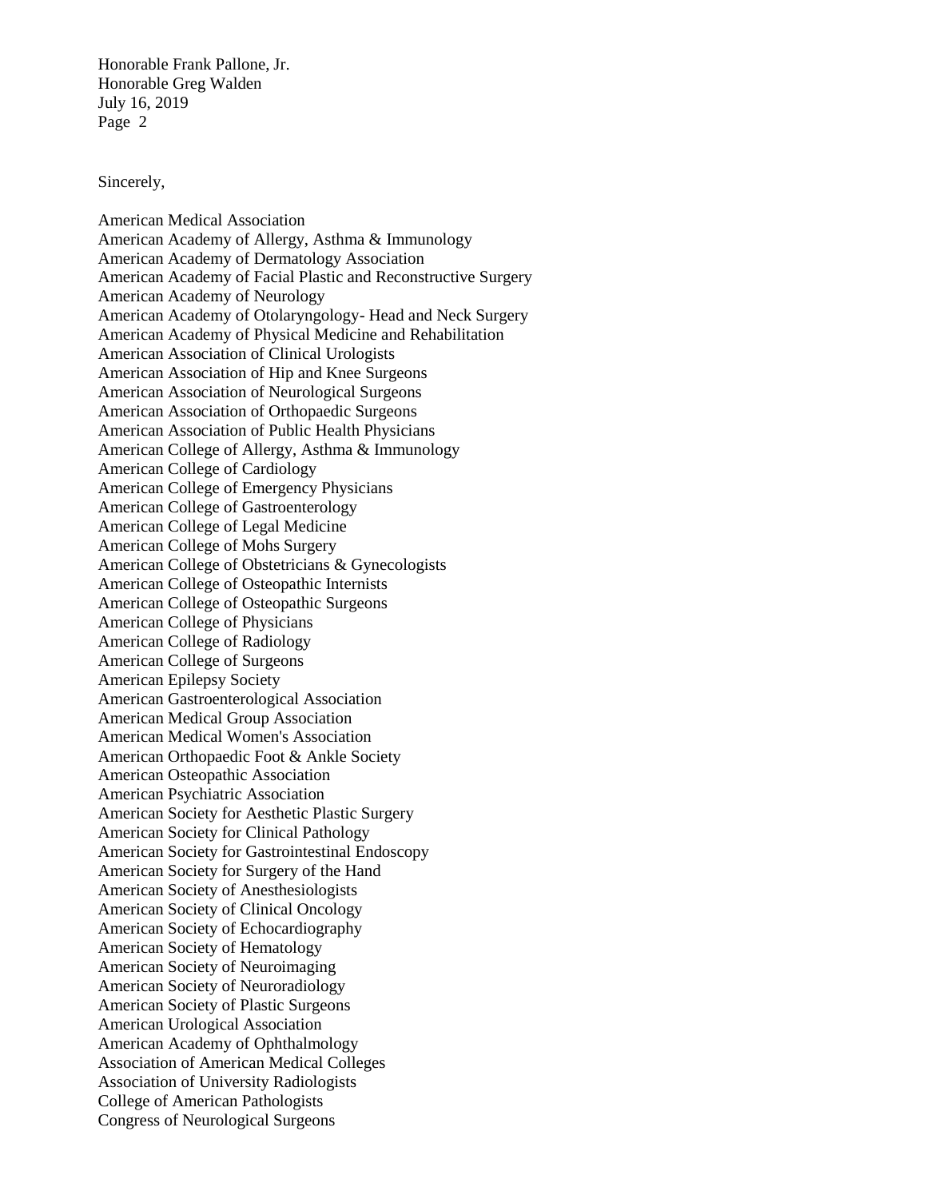Sincerely,

American Medical Association
American Academy of Allergy, Asthma & Immunology
American Academy of Dermatology Association
American Academy of Facial Plastic and Reconstructive Surgery
American Academy of Neurology
American Academy of Otolaryngology- Head and Neck Surgery
American Academy of Physical Medicine and Rehabilitation
American Association of Clinical Urologists
American Association of Hip and Knee Surgeons
American Association of Neurological Surgeons
American Association of Orthopaedic Surgeons
American Association of Public Health Physicians
American College of Allergy, Asthma & Immunology
American College of Cardiology
American College of Emergency Physicians
American College of Gastroenterology
American College of Legal Medicine
American College of Mohs Surgery
American College of Obstetricians & Gynecologists
American College of Osteopathic Internists
American College of Osteopathic Surgeons
American College of Physicians
American College of Radiology
American College of Surgeons
American Epilepsy Society
American Gastroenterological Association
American Medical Group Association
American Medical Women's Association
American Orthopaedic Foot & Ankle Society
American Osteopathic Association
American Psychiatric Association
American Society for Aesthetic Plastic Surgery
American Society for Clinical Pathology
American Society for Gastrointestinal Endoscopy
American Society for Surgery of the Hand
American Society of Anesthesiologists
American Society of Clinical Oncology
American Society of Echocardiography
American Society of Hematology
American Society of Neuroimaging
American Society of Neuroradiology
American Society of Plastic Surgeons
American Urological Association
American Academy of Ophthalmology
Association of American Medical Colleges
Association of University Radiologists
College of American Pathologists
Congress of Neurological Surgeons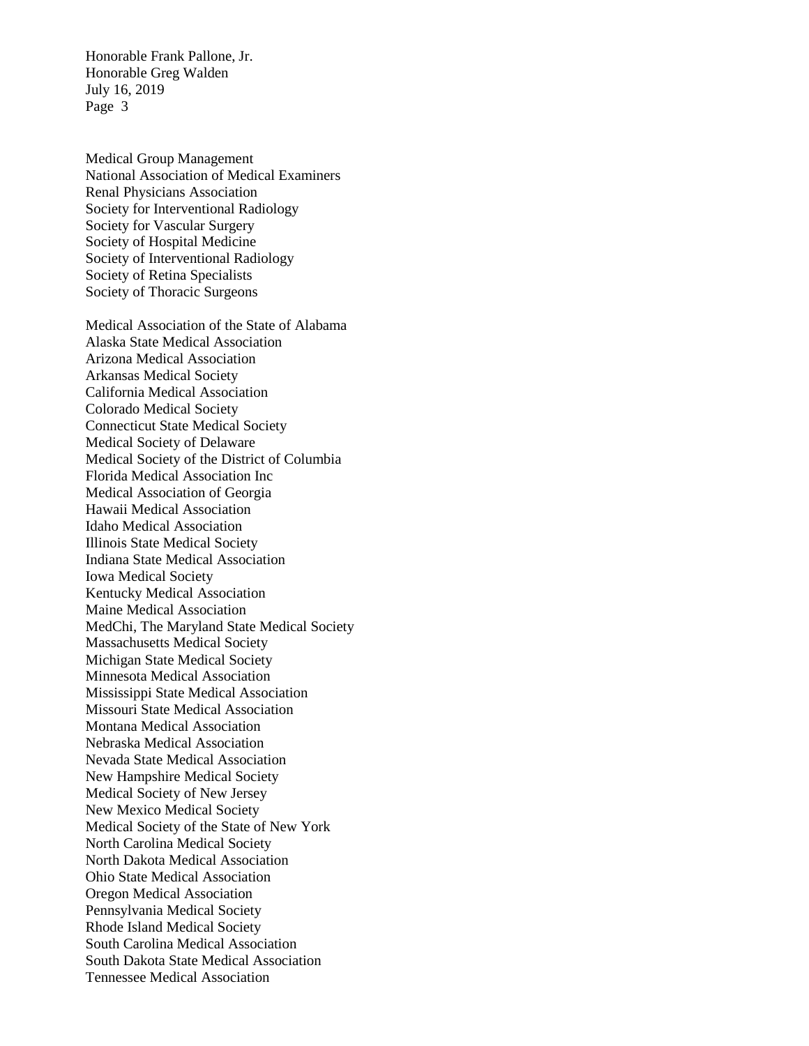Medical Group Management
National Association of Medical Examiners
Renal Physicians Association
Society for Interventional Radiology
Society for Vascular Surgery
Society of Hospital Medicine
Society of Interventional Radiology
Society of Retina Specialists
Society of Thoracic Surgeons

Medical Association of the State of Alabama
Alaska State Medical Association
Arizona Medical Association
Arkansas Medical Society
California Medical Association
Colorado Medical Society
Connecticut State Medical Society
Medical Society of Delaware
Medical Society of the District of Columbia
Florida Medical Association Inc
Medical Association of Georgia
Hawaii Medical Association
Idaho Medical Association
Illinois State Medical Society
Indiana State Medical Association
Iowa Medical Society
Kentucky Medical Association
Maine Medical Association
MedChi, The Maryland State Medical Society
Massachusetts Medical Society
Michigan State Medical Society
Minnesota Medical Association
Mississippi State Medical Association
Missouri State Medical Association
Montana Medical Association
Nebraska Medical Association
Nevada State Medical Association
New Hampshire Medical Society
Medical Society of New Jersey
New Mexico Medical Society
Medical Society of the State of New York
North Carolina Medical Society
North Dakota Medical Association
Ohio State Medical Association
Oregon Medical Association
Pennsylvania Medical Society
Rhode Island Medical Society
South Carolina Medical Association
South Dakota State Medical Association
Tennessee Medical Association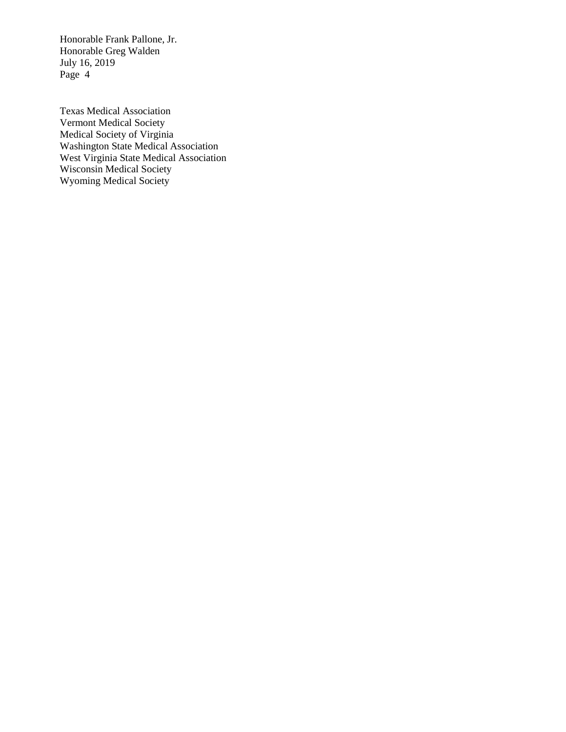Texas Medical Association
Vermont Medical Society
Medical Society of Virginia
Washington State Medical Association
West Virginia State Medical Association
Wisconsin Medical Society
Wyoming Medical Society